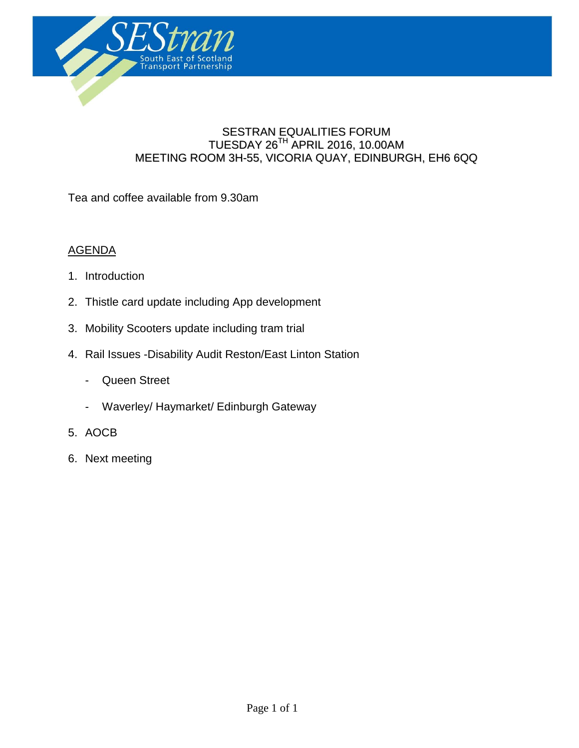SEStran

South East of Scotland Transport Partnership

# SESTRAN EQUALITIES FORUM
## TUESDAY 26TH APRIL 2016, 10.00AM
## MEETING ROOM 3H-55, VICORIA QUAY, EDINBURGH, EH6 6QQ

Tea and coffee available from 9.30am

AGENDA

1. Introduction
2. Thistle card update including App development
3. Mobility Scooters update including tram trial
4. Rail Issues -Disability Audit Reston/East Linton Station
   - Queen Street
   - Waverley/ Haymarket/ Edinburgh Gateway
5. AOCB
6. Next meeting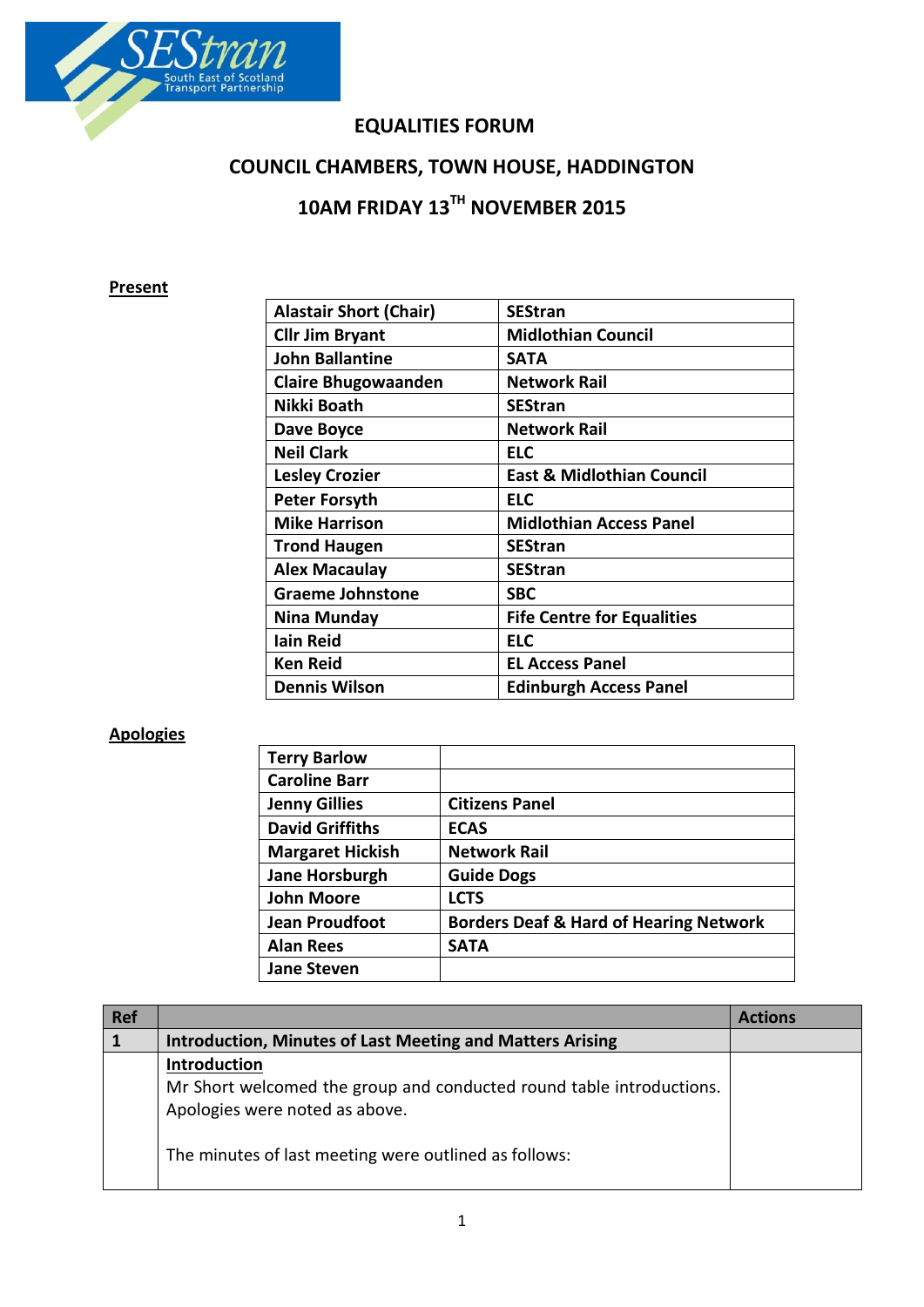# EQUALITIES FORUM

## COUNCIL CHAMBERS, TOWN HOUSE, HADDINGTON

## 10AM FRIDAY 13TH NOVEMBER 2015

**Present**

| | |
|---|---|
| **Alastair Short (Chair)** | **SEStran** |
| **Cllr Jim Bryant** | **Midlothian Council** |
| **John Ballantine** | **SATA** |
| **Claire Bhugowaanden** | **Network Rail** |
| **Nikki Boath** | **SEStran** |
| **Dave Boyce** | **Network Rail** |
| **Neil Clark** | **ELC** |
| **Lesley Crozier** | **East & Midlothian Council** |
| **Peter Forsyth** | **ELC** |
| **Mike Harrison** | **Midlothian Access Panel** |
| **Trond Haugen** | **SEStran** |
| **Alex Macaulay** | **SEStran** |
| **Graeme Johnstone** | **SBC** |
| **Nina Munday** | **Fife Centre for Equalities** |
| **Iain Reid** | **ELC** |
| **Ken Reid** | **EL Access Panel** |
| **Dennis Wilson** | **Edinburgh Access Panel** |

**Apologies**

| | |
|---|---|
| **Terry Barlow** | |
| **Caroline Barr** | |
| **Jenny Gillies** | **Citizens Panel** |
| **David Griffiths** | **ECAS** |
| **Margaret Hickish** | **Network Rail** |
| **Jane Horsburgh** | **Guide Dogs** |
| **John Moore** | **LCTS** |
| **Jean Proudfoot** | **Borders Deaf & Hard of Hearing Network** |
| **Alan Rees** | **SATA** |
| **Jane Steven** | |

| Ref | | Actions |
|---|---|---|
| **1** | **Introduction, Minutes of Last Meeting and Matters Arising** | |
| | **Introduction**<br>Mr Short welcomed the group and conducted round table introductions. Apologies were noted as above.<br><br>The minutes of last meeting were outlined as follows: | |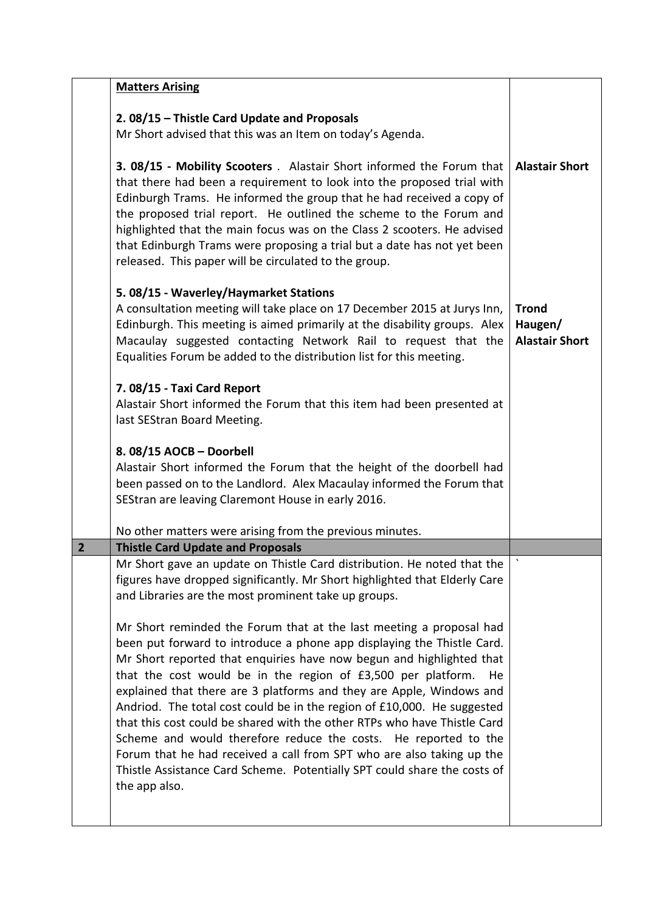| | | |
|---|---|---|
| | **Matters Arising**<br><br>**2. 08/15 – Thistle Card Update and Proposals**<br>Mr Short advised that this was an Item on today's Agenda.<br><br>**3. 08/15 - Mobility Scooters** . Alastair Short informed the Forum that that there had been a requirement to look into the proposed trial with Edinburgh Trams. He informed the group that he had received a copy of the proposed trial report. He outlined the scheme to the Forum and highlighted that the main focus was on the Class 2 scooters. He advised that Edinburgh Trams were proposing a trial but a date has not yet been released. This paper will be circulated to the group.<br><br>**5. 08/15 - Waverley/Haymarket Stations**<br>A consultation meeting will take place on 17 December 2015 at Jurys Inn, Edinburgh. This meeting is aimed primarily at the disability groups. Alex Macaulay suggested contacting Network Rail to request that the Equalities Forum be added to the distribution list for this meeting.<br><br>**7. 08/15 - Taxi Card Report**<br>Alastair Short informed the Forum that this item had been presented at last SEStran Board Meeting.<br><br>**8. 08/15 AOCB – Doorbell**<br>Alastair Short informed the Forum that the height of the doorbell had been passed on to the Landlord. Alex Macaulay informed the Forum that SEStran are leaving Claremont House in early 2016.<br><br>No other matters were arising from the previous minutes. | **Alastair Short**<br><br>**Trond Haugen/ Alastair Short** |
| **2** | **Thistle Card Update and Proposals** | |
| | Mr Short gave an update on Thistle Card distribution. He noted that the figures have dropped significantly. Mr Short highlighted that Elderly Care and Libraries are the most prominent take up groups.<br><br>Mr Short reminded the Forum that at the last meeting a proposal had been put forward to introduce a phone app displaying the Thistle Card. Mr Short reported that enquiries have now begun and highlighted that that the cost would be in the region of £3,500 per platform. He explained that there are 3 platforms and they are Apple, Windows and Andriod. The total cost could be in the region of £10,000. He suggested that this cost could be shared with the other RTPs who have Thistle Card Scheme and would therefore reduce the costs. He reported to the Forum that he had received a call from SPT who are also taking up the Thistle Assistance Card Scheme. Potentially SPT could share the costs of the app also. | ` |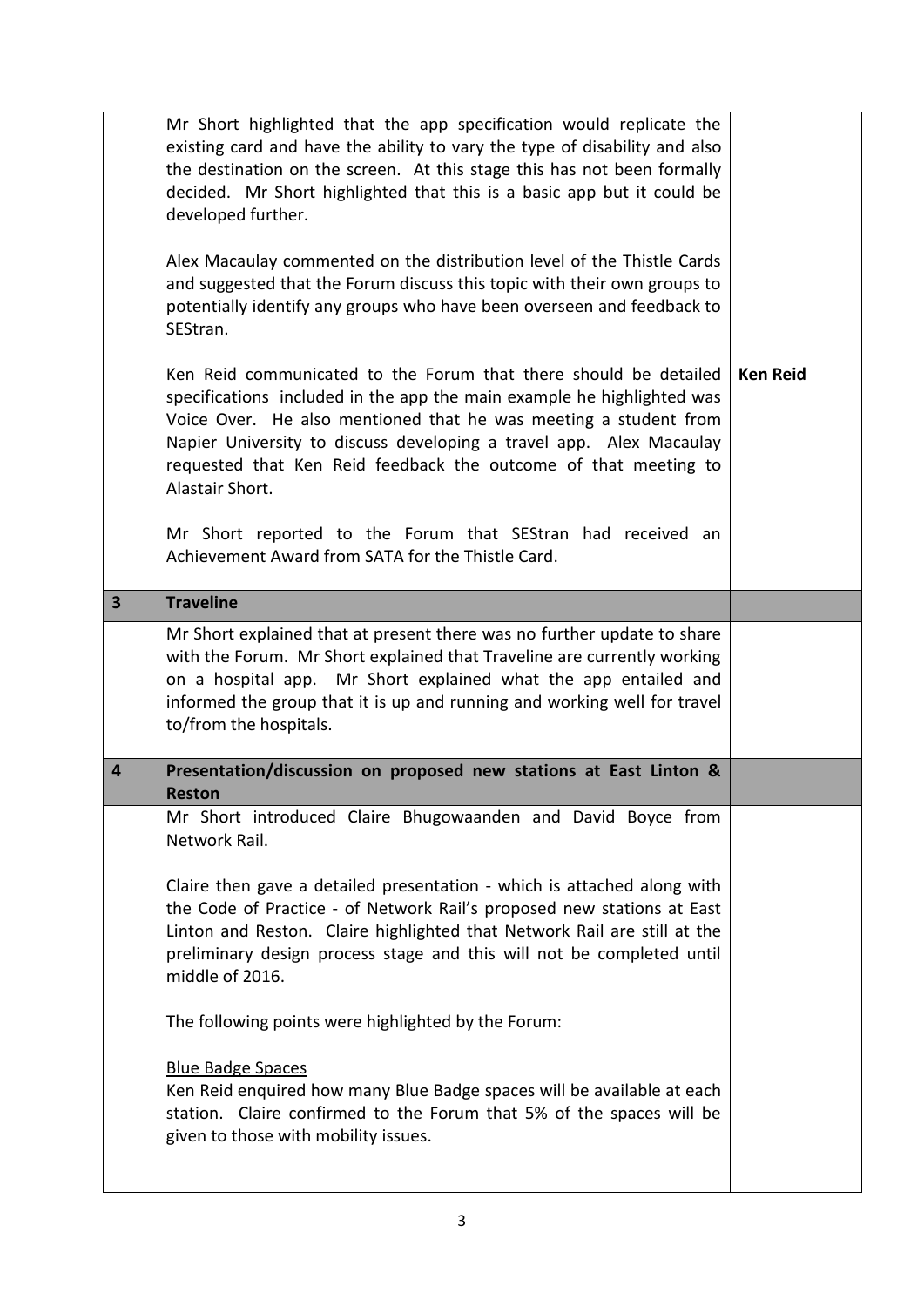| | | |
|---|---|---|
| | Mr Short highlighted that the app specification would replicate the existing card and have the ability to vary the type of disability and also the destination on the screen. At this stage this has not been formally decided. Mr Short highlighted that this is a basic app but it could be developed further.<br><br>Alex Macaulay commented on the distribution level of the Thistle Cards and suggested that the Forum discuss this topic with their own groups to potentially identify any groups who have been overseen and feedback to SEStran.<br><br>Ken Reid communicated to the Forum that there should be detailed specifications included in the app the main example he highlighted was Voice Over. He also mentioned that he was meeting a student from Napier University to discuss developing a travel app. Alex Macaulay requested that Ken Reid feedback the outcome of that meeting to Alastair Short.<br><br>Mr Short reported to the Forum that SEStran had received an Achievement Award from SATA for the Thistle Card. | **Ken Reid** |
| **3** | **Traveline** | |
| | Mr Short explained that at present there was no further update to share with the Forum. Mr Short explained that Traveline are currently working on a hospital app. Mr Short explained what the app entailed and informed the group that it is up and running and working well for travel to/from the hospitals. | |
| **4** | **Presentation/discussion on proposed new stations at East Linton & Reston** | |
| | Mr Short introduced Claire Bhugowaanden and David Boyce from Network Rail.<br><br>Claire then gave a detailed presentation - which is attached along with the Code of Practice - of Network Rail's proposed new stations at East Linton and Reston. Claire highlighted that Network Rail are still at the preliminary design process stage and this will not be completed until middle of 2016.<br><br>The following points were highlighted by the Forum:<br><br><u>Blue Badge Spaces</u><br>Ken Reid enquired how many Blue Badge spaces will be available at each station. Claire confirmed to the Forum that 5% of the spaces will be given to those with mobility issues. | |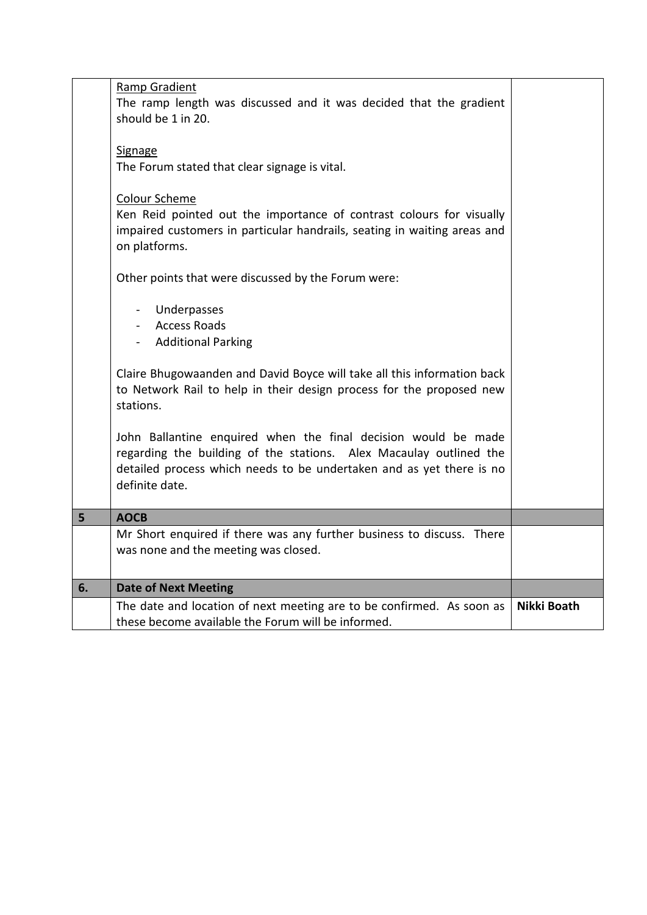| | | |
|---|---|---|
| | <u>Ramp Gradient</u><br>The ramp length was discussed and it was decided that the gradient should be 1 in 20.<br><br><u>Signage</u><br>The Forum stated that clear signage is vital.<br><br><u>Colour Scheme</u><br>Ken Reid pointed out the importance of contrast colours for visually impaired customers in particular handrails, seating in waiting areas and on platforms.<br><br>Other points that were discussed by the Forum were:<br><br>- Underpasses<br>- Access Roads<br>- Additional Parking<br><br>Claire Bhugowaanden and David Boyce will take all this information back to Network Rail to help in their design process for the proposed new stations.<br><br>John Ballantine enquired when the final decision would be made regarding the building of the stations. Alex Macaulay outlined the detailed process which needs to be undertaken and as yet there is no definite date. | |
| **5** | **AOCB** | |
| | Mr Short enquired if there was any further business to discuss. There was none and the meeting was closed. | |
| **6.** | **Date of Next Meeting** | |
| | The date and location of next meeting are to be confirmed. As soon as these become available the Forum will be informed. | **Nikki Boath** |